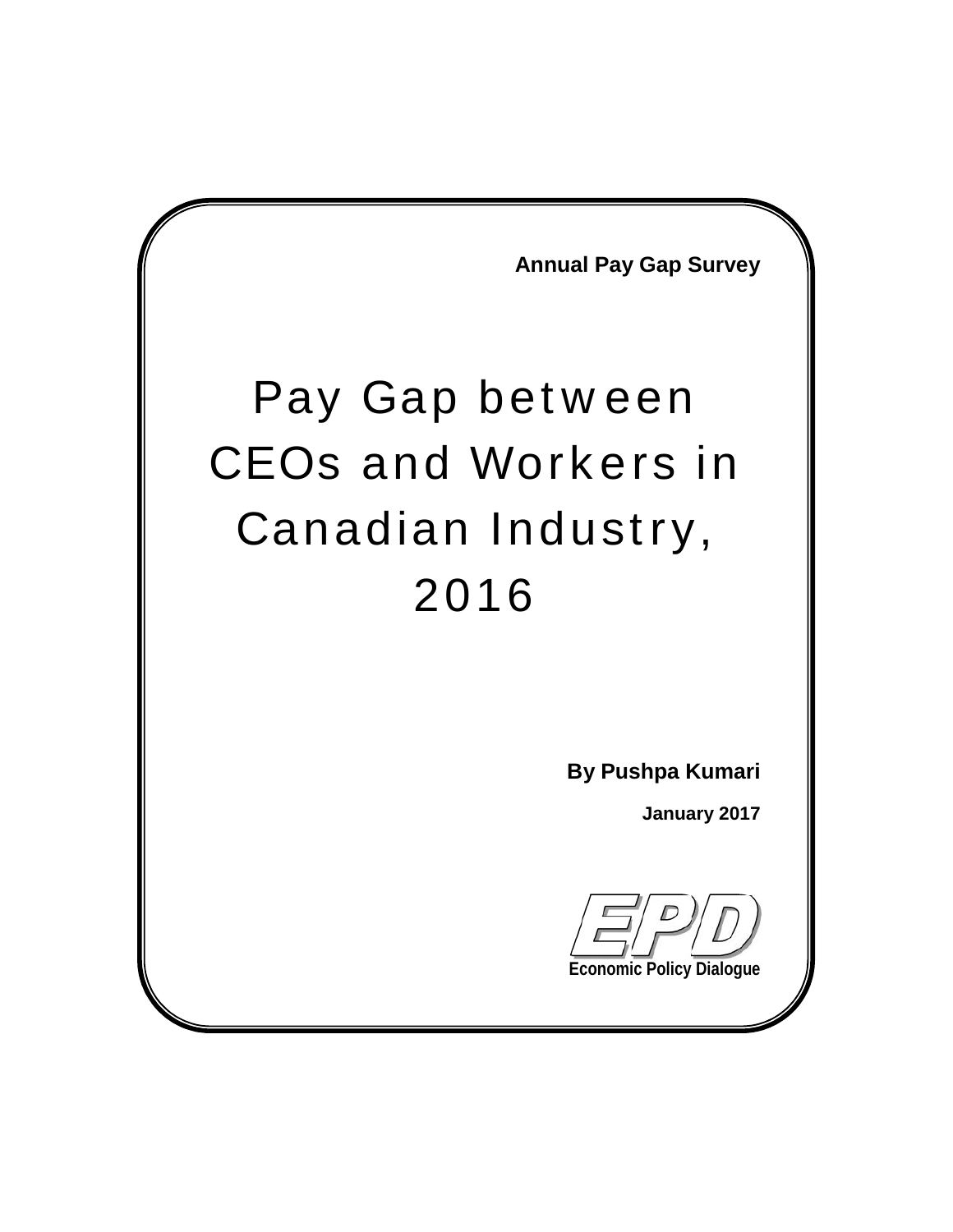**Annual Pay Gap Survey**

# Pay Gap between CEOs and Workers in Canadian Industry, 2016

**By Pushpa Kumari**

**January 2017**

**EPD**

**Economic Policy Dialogue**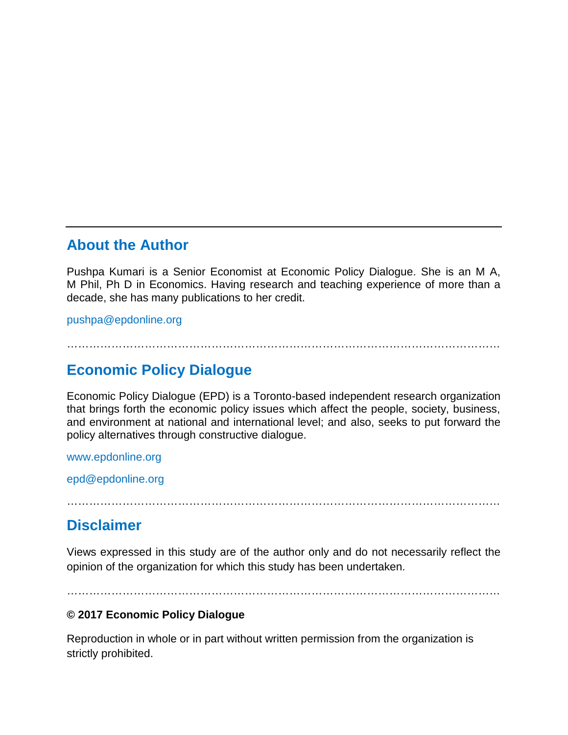---

## About the Author

Pushpa Kumari is a Senior Economist at Economic Policy Dialogue. She is an M A, M Phil, Ph D in Economics. Having research and teaching experience of more than a decade, she has many publications to her credit.

pushpa@epdonline.org

…………………………………………………………………………………………………

## Economic Policy Dialogue

Economic Policy Dialogue (EPD) is a Toronto-based independent research organization that brings forth the economic policy issues which affect the people, society, business, and environment at national and international level; and also, seeks to put forward the policy alternatives through constructive dialogue.

www.epdonline.org

epd@epdonline.org

…………………………………………………………………………………………………

## Disclaimer

Views expressed in this study are of the author only and do not necessarily reflect the opinion of the organization for which this study has been undertaken.

…………………………………………………………………………………………………

**© 2017 Economic Policy Dialogue**

Reproduction in whole or in part without written permission from the organization is strictly prohibited.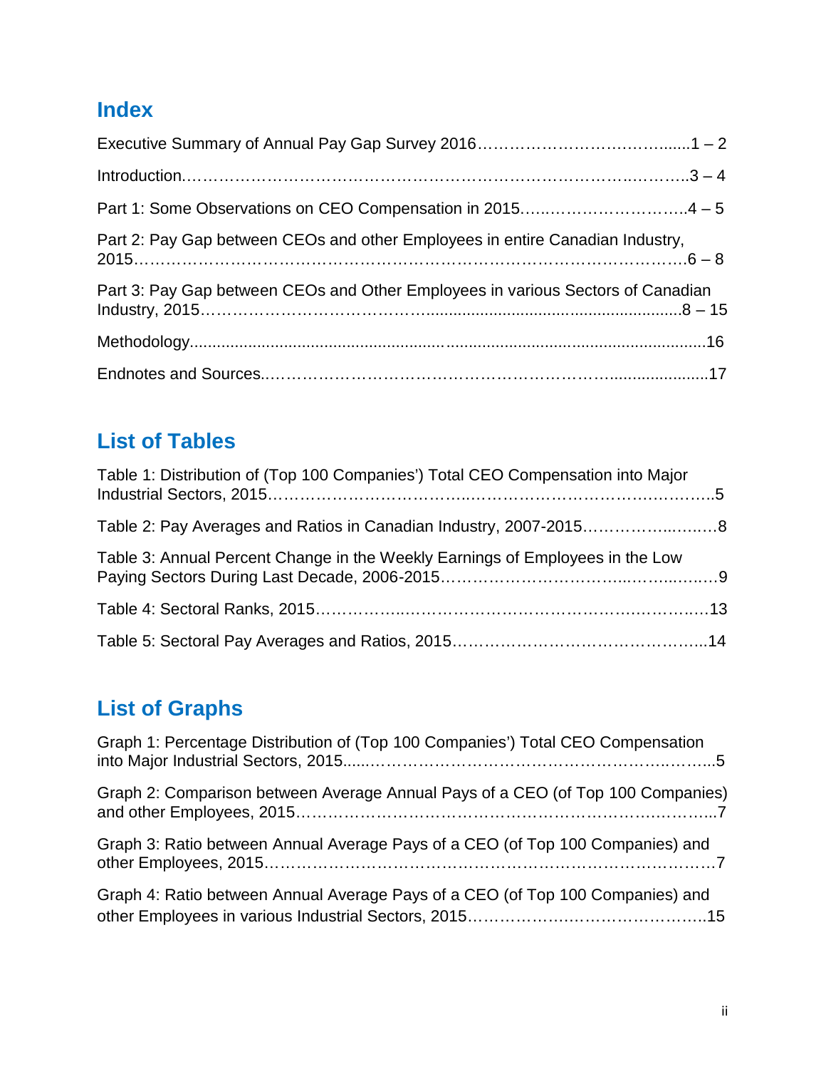## Index

Executive Summary of Annual Pay Gap Survey 2016……………………………….....1 – 2

Introduction…………………………………………………………………………………..3 – 4

Part 1: Some Observations on CEO Compensation in 2015……..…………………….4 – 5

Part 2: Pay Gap between CEOs and other Employees in entire Canadian Industry, 2015………………………………………………………………………………………6 – 8

Part 3: Pay Gap between CEOs and Other Employees in various Sectors of Canadian Industry, 2015…………………………………........................................................8 – 15

Methodology.....................................................................................................................16

Endnotes and Sources.………………………………………………………......................17

## List of Tables

Table 1: Distribution of (Top 100 Companies') Total CEO Compensation into Major Industrial Sectors, 2015………………………………..……………………………………….5

Table 2: Pay Averages and Ratios in Canadian Industry, 2007-2015……………..…….8

Table 3: Annual Percent Change in the Weekly Earnings of Employees in the Low Paying Sectors During Last Decade, 2006-2015…………………………...……...…….9

Table 4: Sectoral Ranks, 2015……………..……………………………………………….13

Table 5: Sectoral Pay Averages and Ratios, 2015………………………………………...14

## List of Graphs

Graph 1: Percentage Distribution of (Top 100 Companies') Total CEO Compensation into Major Industrial Sectors, 2015.....…………………………………………………..……...5

Graph 2: Comparison between Average Annual Pays of a CEO (of Top 100 Companies) and other Employees, 2015……………………………………………………………..……...7

Graph 3: Ratio between Annual Average Pays of a CEO (of Top 100 Companies) and other Employees, 2015…………………………………………………………………………7

Graph 4: Ratio between Annual Average Pays of a CEO (of Top 100 Companies) and other Employees in various Industrial Sectors, 2015……………………………………..15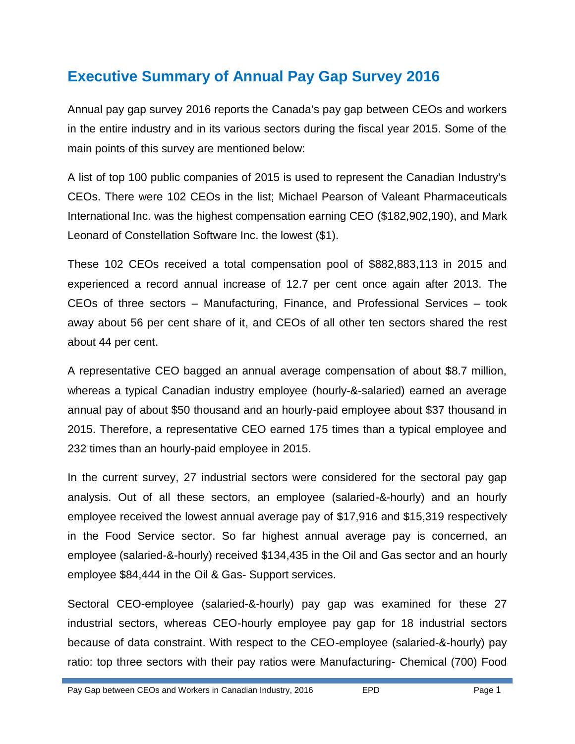# Executive Summary of Annual Pay Gap Survey 2016

Annual pay gap survey 2016 reports the Canada's pay gap between CEOs and workers in the entire industry and in its various sectors during the fiscal year 2015. Some of the main points of this survey are mentioned below:

A list of top 100 public companies of 2015 is used to represent the Canadian Industry's CEOs. There were 102 CEOs in the list; Michael Pearson of Valeant Pharmaceuticals International Inc. was the highest compensation earning CEO ($182,902,190), and Mark Leonard of Constellation Software Inc. the lowest ($1).

These 102 CEOs received a total compensation pool of $882,883,113 in 2015 and experienced a record annual increase of 12.7 per cent once again after 2013. The CEOs of three sectors – Manufacturing, Finance, and Professional Services – took away about 56 per cent share of it, and CEOs of all other ten sectors shared the rest about 44 per cent.

A representative CEO bagged an annual average compensation of about $8.7 million, whereas a typical Canadian industry employee (hourly-&-salaried) earned an average annual pay of about $50 thousand and an hourly-paid employee about $37 thousand in 2015. Therefore, a representative CEO earned 175 times than a typical employee and 232 times than an hourly-paid employee in 2015.

In the current survey, 27 industrial sectors were considered for the sectoral pay gap analysis. Out of all these sectors, an employee (salaried-&-hourly) and an hourly employee received the lowest annual average pay of $17,916 and $15,319 respectively in the Food Service sector. So far highest annual average pay is concerned, an employee (salaried-&-hourly) received $134,435 in the Oil and Gas sector and an hourly employee $84,444 in the Oil & Gas- Support services.

Sectoral CEO-employee (salaried-&-hourly) pay gap was examined for these 27 industrial sectors, whereas CEO-hourly employee pay gap for 18 industrial sectors because of data constraint. With respect to the CEO-employee (salaried-&-hourly) pay ratio: top three sectors with their pay ratios were Manufacturing- Chemical (700) Food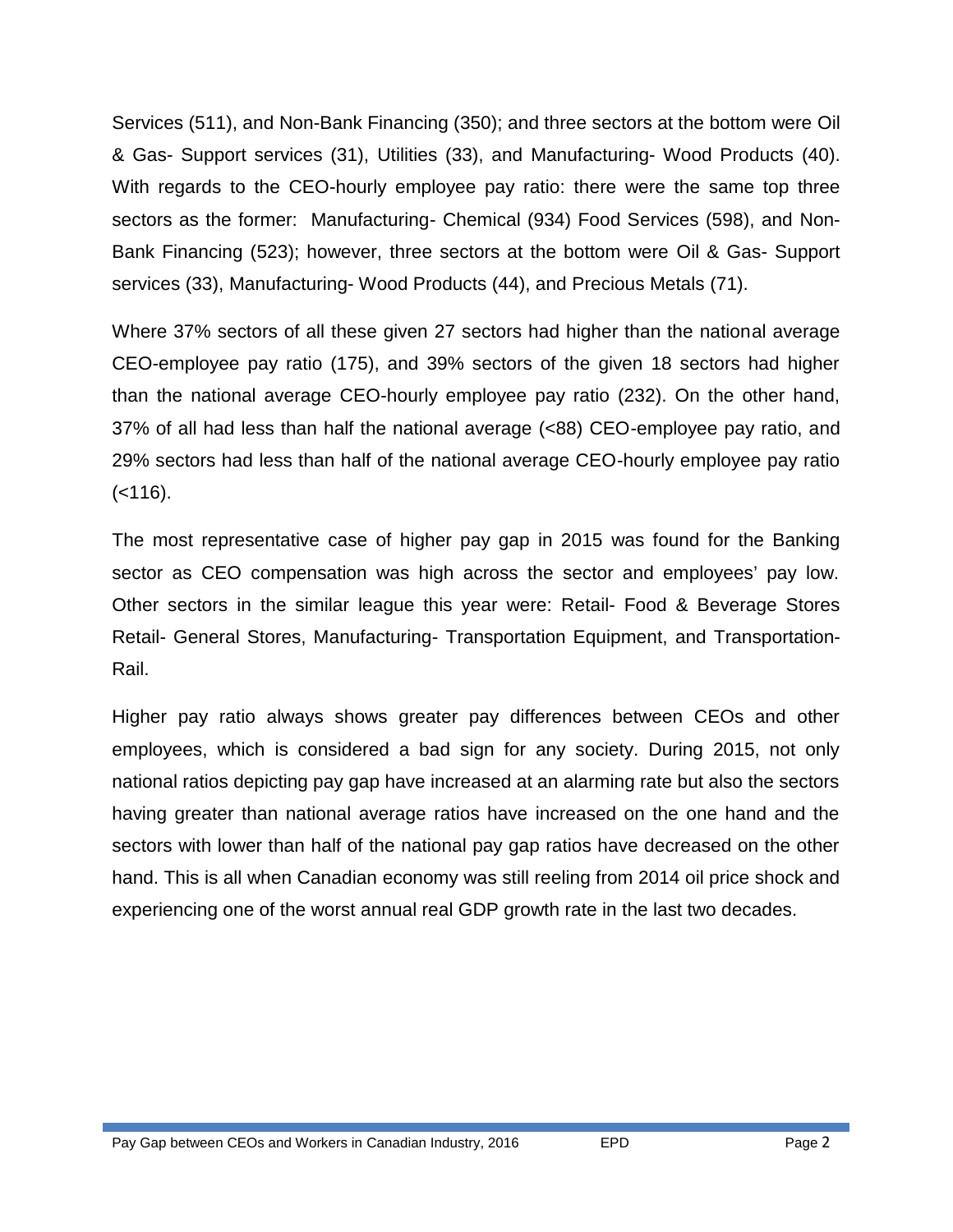Services (511), and Non-Bank Financing (350); and three sectors at the bottom were Oil & Gas- Support services (31), Utilities (33), and Manufacturing- Wood Products (40). With regards to the CEO-hourly employee pay ratio: there were the same top three sectors as the former: Manufacturing- Chemical (934) Food Services (598), and Non-Bank Financing (523); however, three sectors at the bottom were Oil & Gas- Support services (33), Manufacturing- Wood Products (44), and Precious Metals (71).

Where 37% sectors of all these given 27 sectors had higher than the national average CEO-employee pay ratio (175), and 39% sectors of the given 18 sectors had higher than the national average CEO-hourly employee pay ratio (232). On the other hand, 37% of all had less than half the national average (<88) CEO-employee pay ratio, and 29% sectors had less than half of the national average CEO-hourly employee pay ratio (<116).

The most representative case of higher pay gap in 2015 was found for the Banking sector as CEO compensation was high across the sector and employees' pay low. Other sectors in the similar league this year were: Retail- Food & Beverage Stores Retail- General Stores, Manufacturing- Transportation Equipment, and Transportation-Rail.

Higher pay ratio always shows greater pay differences between CEOs and other employees, which is considered a bad sign for any society. During 2015, not only national ratios depicting pay gap have increased at an alarming rate but also the sectors having greater than national average ratios have increased on the one hand and the sectors with lower than half of the national pay gap ratios have decreased on the other hand. This is all when Canadian economy was still reeling from 2014 oil price shock and experiencing one of the worst annual real GDP growth rate in the last two decades.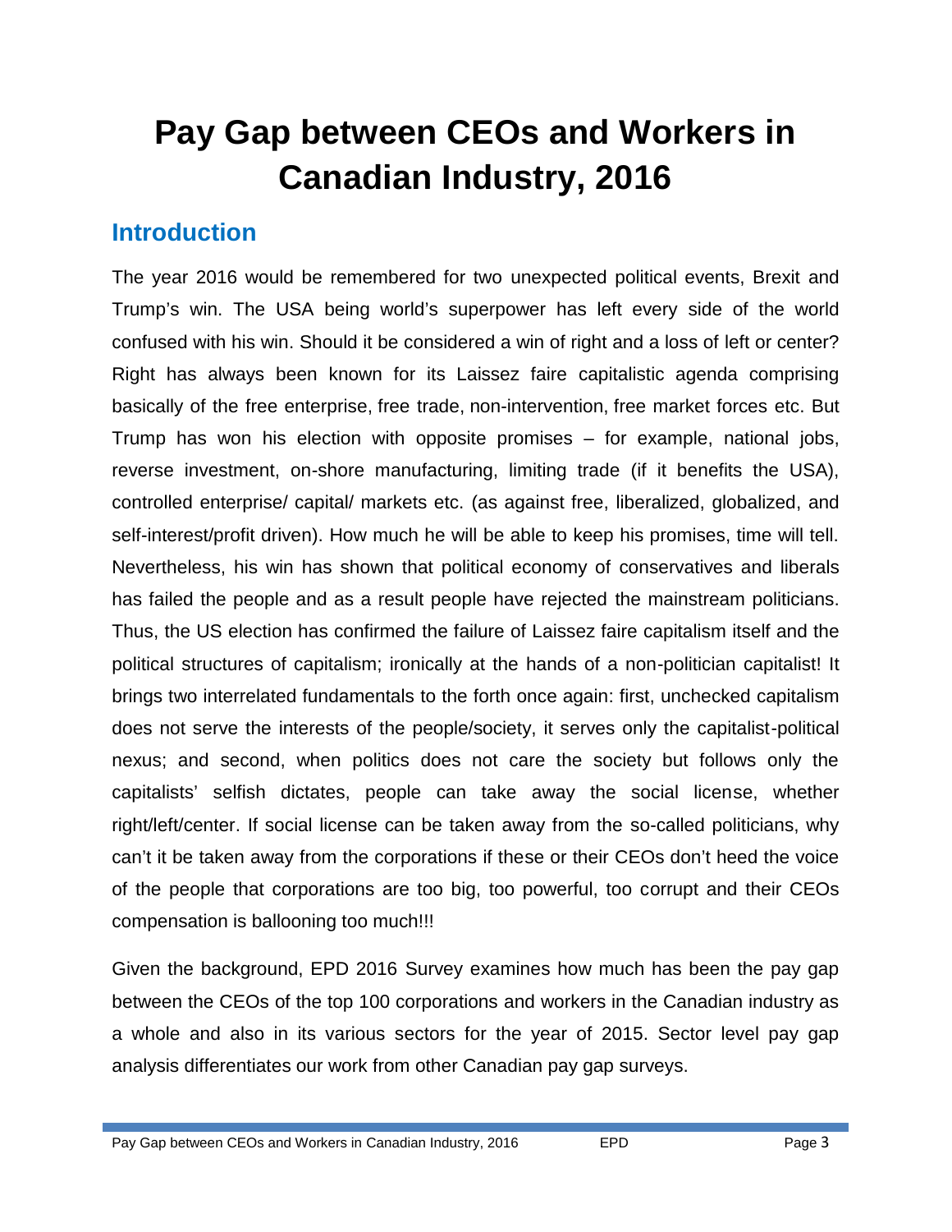# Pay Gap between CEOs and Workers in Canadian Industry, 2016

## Introduction

The year 2016 would be remembered for two unexpected political events, Brexit and Trump's win. The USA being world's superpower has left every side of the world confused with his win. Should it be considered a win of right and a loss of left or center? Right has always been known for its Laissez faire capitalistic agenda comprising basically of the free enterprise, free trade, non-intervention, free market forces etc. But Trump has won his election with opposite promises – for example, national jobs, reverse investment, on-shore manufacturing, limiting trade (if it benefits the USA), controlled enterprise/ capital/ markets etc. (as against free, liberalized, globalized, and self-interest/profit driven). How much he will be able to keep his promises, time will tell. Nevertheless, his win has shown that political economy of conservatives and liberals has failed the people and as a result people have rejected the mainstream politicians. Thus, the US election has confirmed the failure of Laissez faire capitalism itself and the political structures of capitalism; ironically at the hands of a non-politician capitalist! It brings two interrelated fundamentals to the forth once again: first, unchecked capitalism does not serve the interests of the people/society, it serves only the capitalist-political nexus; and second, when politics does not care the society but follows only the capitalists' selfish dictates, people can take away the social license, whether right/left/center. If social license can be taken away from the so-called politicians, why can't it be taken away from the corporations if these or their CEOs don't heed the voice of the people that corporations are too big, too powerful, too corrupt and their CEOs compensation is ballooning too much!!!

Given the background, EPD 2016 Survey examines how much has been the pay gap between the CEOs of the top 100 corporations and workers in the Canadian industry as a whole and also in its various sectors for the year of 2015. Sector level pay gap analysis differentiates our work from other Canadian pay gap surveys.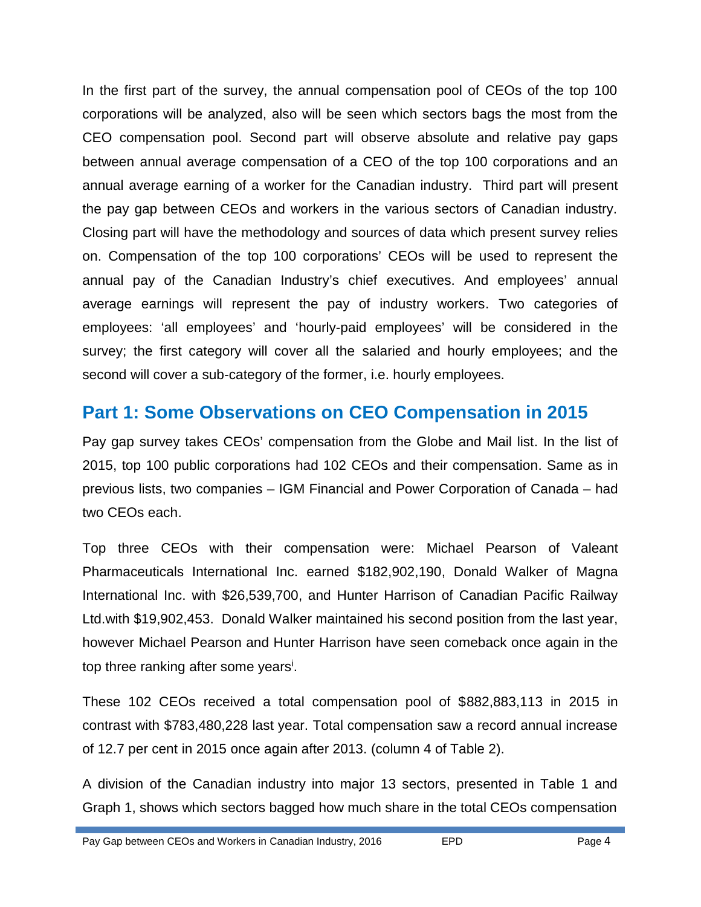In the first part of the survey, the annual compensation pool of CEOs of the top 100 corporations will be analyzed, also will be seen which sectors bags the most from the CEO compensation pool. Second part will observe absolute and relative pay gaps between annual average compensation of a CEO of the top 100 corporations and an annual average earning of a worker for the Canadian industry. Third part will present the pay gap between CEOs and workers in the various sectors of Canadian industry. Closing part will have the methodology and sources of data which present survey relies on. Compensation of the top 100 corporations' CEOs will be used to represent the annual pay of the Canadian Industry's chief executives. And employees' annual average earnings will represent the pay of industry workers. Two categories of employees: 'all employees' and 'hourly-paid employees' will be considered in the survey; the first category will cover all the salaried and hourly employees; and the second will cover a sub-category of the former, i.e. hourly employees.

## Part 1: Some Observations on CEO Compensation in 2015

Pay gap survey takes CEOs' compensation from the Globe and Mail list. In the list of 2015, top 100 public corporations had 102 CEOs and their compensation. Same as in previous lists, two companies – IGM Financial and Power Corporation of Canada – had two CEOs each.

Top three CEOs with their compensation were: Michael Pearson of Valeant Pharmaceuticals International Inc. earned $182,902,190, Donald Walker of Magna International Inc. with $26,539,700, and Hunter Harrison of Canadian Pacific Railway Ltd.with $19,902,453. Donald Walker maintained his second position from the last year, however Michael Pearson and Hunter Harrison have seen comeback once again in the top three ranking after some years[i].

These 102 CEOs received a total compensation pool of $882,883,113 in 2015 in contrast with $783,480,228 last year. Total compensation saw a record annual increase of 12.7 per cent in 2015 once again after 2013. (column 4 of Table 2).

A division of the Canadian industry into major 13 sectors, presented in Table 1 and Graph 1, shows which sectors bagged how much share in the total CEOs compensation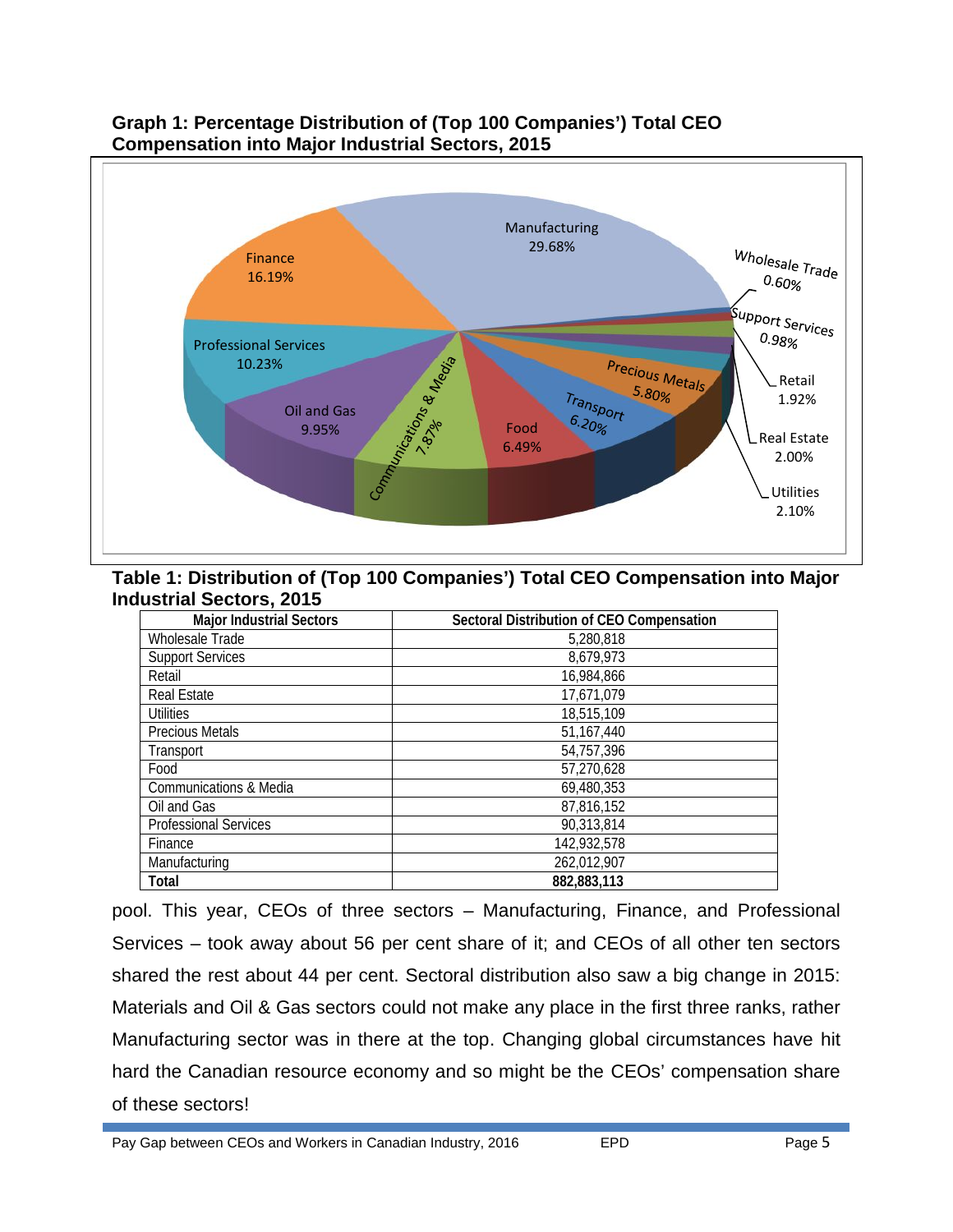**Graph 1: Percentage Distribution of (Top 100 Companies') Total CEO Compensation into Major Industrial Sectors, 2015**

**Table 1: Distribution of (Top 100 Companies') Total CEO Compensation into Major Industrial Sectors, 2015**

| Major Industrial Sectors | Sectoral Distribution of CEO Compensation |
|---|---|
| Wholesale Trade | 5,280,818 |
| Support Services | 8,679,973 |
| Retail | 16,984,866 |
| Real Estate | 17,671,079 |
| Utilities | 18,515,109 |
| Precious Metals | 51,167,440 |
| Transport | 54,757,396 |
| Food | 57,270,628 |
| Communications & Media | 69,480,353 |
| Oil and Gas | 87,816,152 |
| Professional Services | 90,313,814 |
| Finance | 142,932,578 |
| Manufacturing | 262,012,907 |
| **Total** | **882,883,113** |

pool. This year, CEOs of three sectors – Manufacturing, Finance, and Professional Services – took away about 56 per cent share of it; and CEOs of all other ten sectors shared the rest about 44 per cent. Sectoral distribution also saw a big change in 2015: Materials and Oil & Gas sectors could not make any place in the first three ranks, rather Manufacturing sector was in there at the top. Changing global circumstances have hit hard the Canadian resource economy and so might be the CEOs' compensation share of these sectors!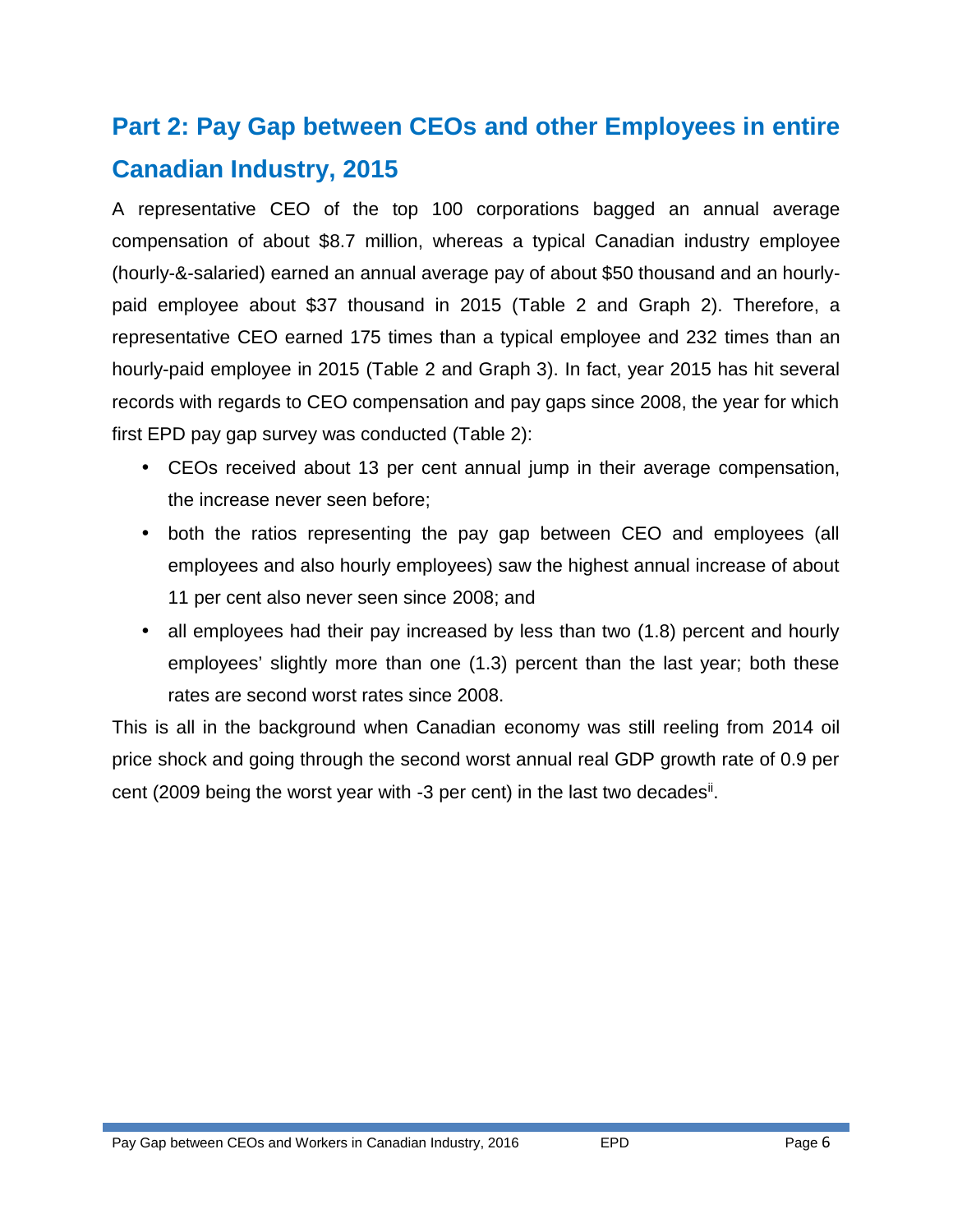## Part 2: Pay Gap between CEOs and other Employees in entire Canadian Industry, 2015

A representative CEO of the top 100 corporations bagged an annual average compensation of about \$8.7 million, whereas a typical Canadian industry employee (hourly-&-salaried) earned an annual average pay of about \$50 thousand and an hourly-paid employee about \$37 thousand in 2015 (Table 2 and Graph 2). Therefore, a representative CEO earned 175 times than a typical employee and 232 times than an hourly-paid employee in 2015 (Table 2 and Graph 3). In fact, year 2015 has hit several records with regards to CEO compensation and pay gaps since 2008, the year for which first EPD pay gap survey was conducted (Table 2):

- CEOs received about 13 per cent annual jump in their average compensation, the increase never seen before;
- both the ratios representing the pay gap between CEO and employees (all employees and also hourly employees) saw the highest annual increase of about 11 per cent also never seen since 2008; and
- all employees had their pay increased by less than two (1.8) percent and hourly employees' slightly more than one (1.3) percent than the last year; both these rates are second worst rates since 2008.

This is all in the background when Canadian economy was still reeling from 2014 oil price shock and going through the second worst annual real GDP growth rate of 0.9 per cent (2009 being the worst year with -3 per cent) in the last two decades[ii].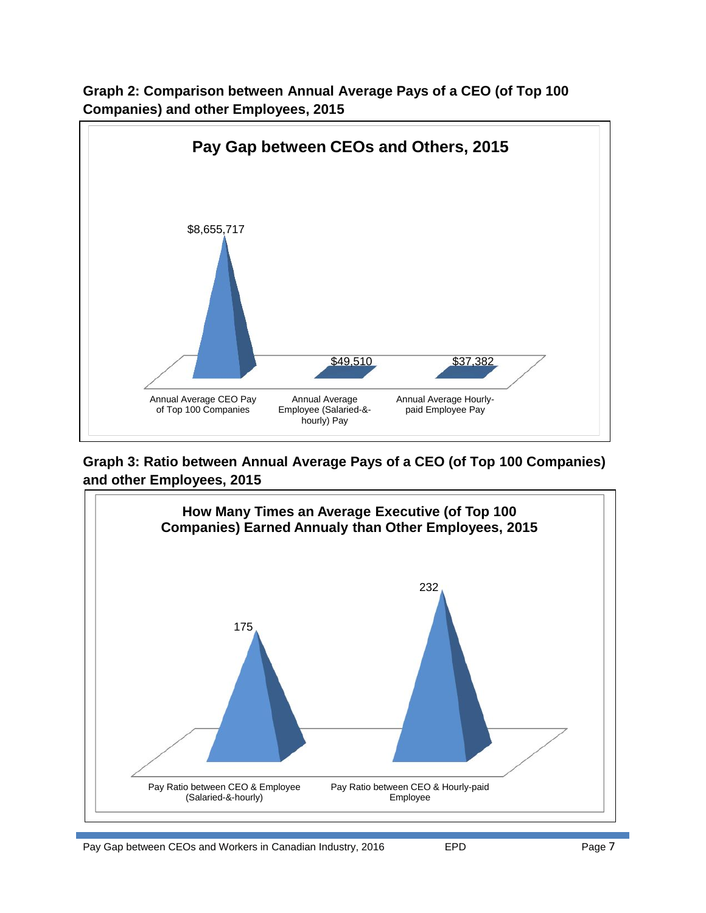**Graph 2: Comparison between Annual Average Pays of a CEO (of Top 100 Companies) and other Employees, 2015**

**Pay Gap between CEOs and Others, 2015**

| Category | Value |
| --- | --- |
| Annual Average CEO Pay of Top 100 Companies | $8,655,717 |
| Annual Average Employee (Salaried-&-hourly) Pay | $49,510 |
| Annual Average Hourly-paid Employee Pay | $37,382 |

**Graph 3: Ratio between Annual Average Pays of a CEO (of Top 100 Companies) and other Employees, 2015**

**How Many Times an Average Executive (of Top 100 Companies) Earned Annualy than Other Employees, 2015**

| Category | Value |
| --- | --- |
| Pay Ratio between CEO & Employee (Salaried-&-hourly) | 175 |
| Pay Ratio between CEO & Hourly-paid Employee | 232 |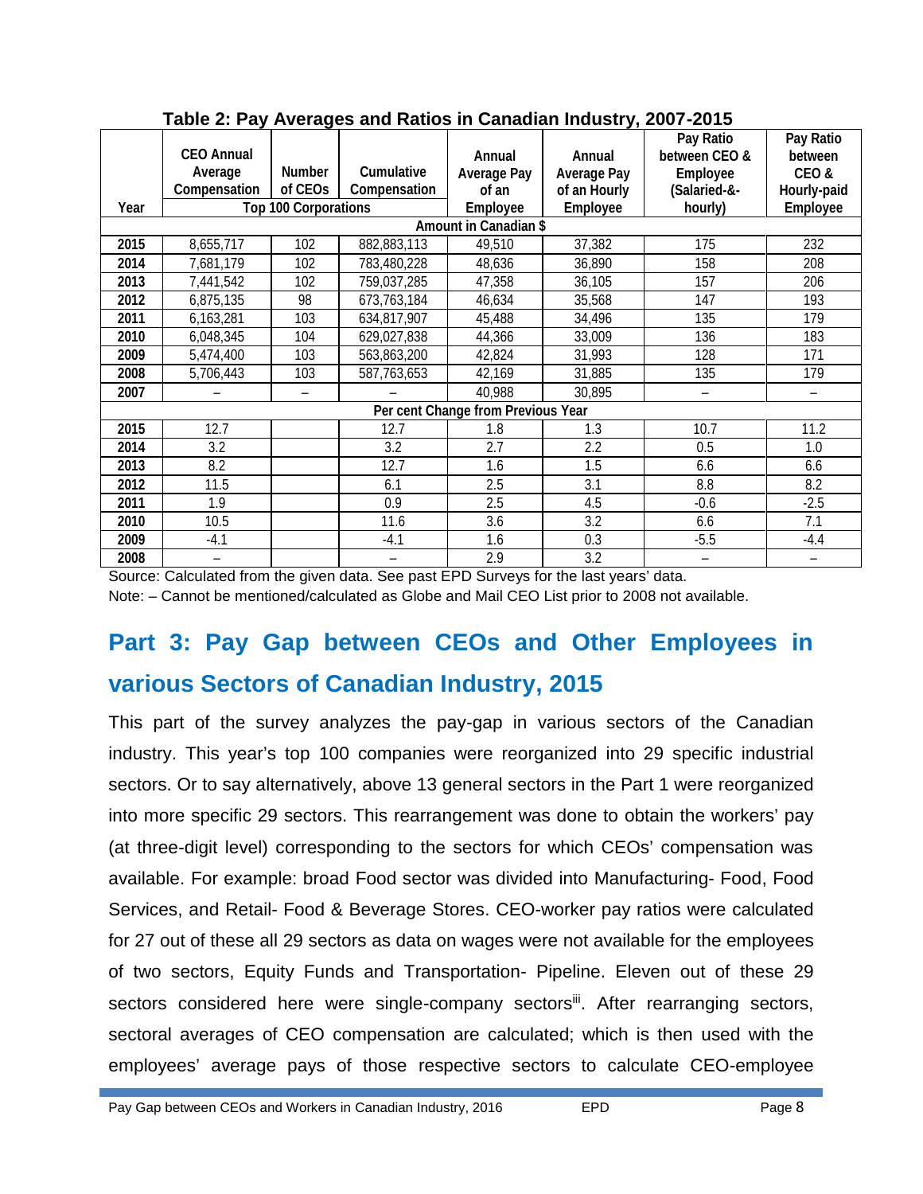**Table 2: Pay Averages and Ratios in Canadian Industry, 2007-2015**

| Year | CEO Annual Average Compensation | Number of CEOs | Cumulative Compensation | Annual Average Pay of an Employee | Annual Average Pay of an Hourly Employee | Pay Ratio between CEO & Employee (Salaried-&-hourly) | Pay Ratio between CEO & Hourly-paid Employee |
|---|---|---|---|---|---|---|---|
| | Top 100 Corporations | | | | | | |
| | Amount in Canadian $ | | | | | | |
| 2015 | 8,655,717 | 102 | 882,883,113 | 49,510 | 37,382 | 175 | 232 |
| 2014 | 7,681,179 | 102 | 783,480,228 | 48,636 | 36,890 | 158 | 208 |
| 2013 | 7,441,542 | 102 | 759,037,285 | 47,358 | 36,105 | 157 | 206 |
| 2012 | 6,875,135 | 98 | 673,763,184 | 46,634 | 35,568 | 147 | 193 |
| 2011 | 6,163,281 | 103 | 634,817,907 | 45,488 | 34,496 | 135 | 179 |
| 2010 | 6,048,345 | 104 | 629,027,838 | 44,366 | 33,009 | 136 | 183 |
| 2009 | 5,474,400 | 103 | 563,863,200 | 42,824 | 31,993 | 128 | 171 |
| 2008 | 5,706,443 | 103 | 587,763,653 | 42,169 | 31,885 | 135 | 179 |
| 2007 | – | – | – | 40,988 | 30,895 | – | – |
| | Per cent Change from Previous Year | | | | | | |
| 2015 | 12.7 | | 12.7 | 1.8 | 1.3 | 10.7 | 11.2 |
| 2014 | 3.2 | | 3.2 | 2.7 | 2.2 | 0.5 | 1.0 |
| 2013 | 8.2 | | 12.7 | 1.6 | 1.5 | 6.6 | 6.6 |
| 2012 | 11.5 | | 6.1 | 2.5 | 3.1 | 8.8 | 8.2 |
| 2011 | 1.9 | | 0.9 | 2.5 | 4.5 | -0.6 | -2.5 |
| 2010 | 10.5 | | 11.6 | 3.6 | 3.2 | 6.6 | 7.1 |
| 2009 | -4.1 | | -4.1 | 1.6 | 0.3 | -5.5 | -4.4 |
| 2008 | – | | – | 2.9 | 3.2 | – | – |

Source: Calculated from the given data. See past EPD Surveys for the last years' data.

Note: – Cannot be mentioned/calculated as Globe and Mail CEO List prior to 2008 not available.

## Part 3: Pay Gap between CEOs and Other Employees in various Sectors of Canadian Industry, 2015

This part of the survey analyzes the pay-gap in various sectors of the Canadian industry. This year's top 100 companies were reorganized into 29 specific industrial sectors. Or to say alternatively, above 13 general sectors in the Part 1 were reorganized into more specific 29 sectors. This rearrangement was done to obtain the workers' pay (at three-digit level) corresponding to the sectors for which CEOs' compensation was available. For example: broad Food sector was divided into Manufacturing- Food, Food Services, and Retail- Food & Beverage Stores. CEO-worker pay ratios were calculated for 27 out of these all 29 sectors as data on wages were not available for the employees of two sectors, Equity Funds and Transportation- Pipeline. Eleven out of these 29 sectors considered here were single-company sectors[iii]. After rearranging sectors, sectoral averages of CEO compensation are calculated; which is then used with the employees' average pays of those respective sectors to calculate CEO-employee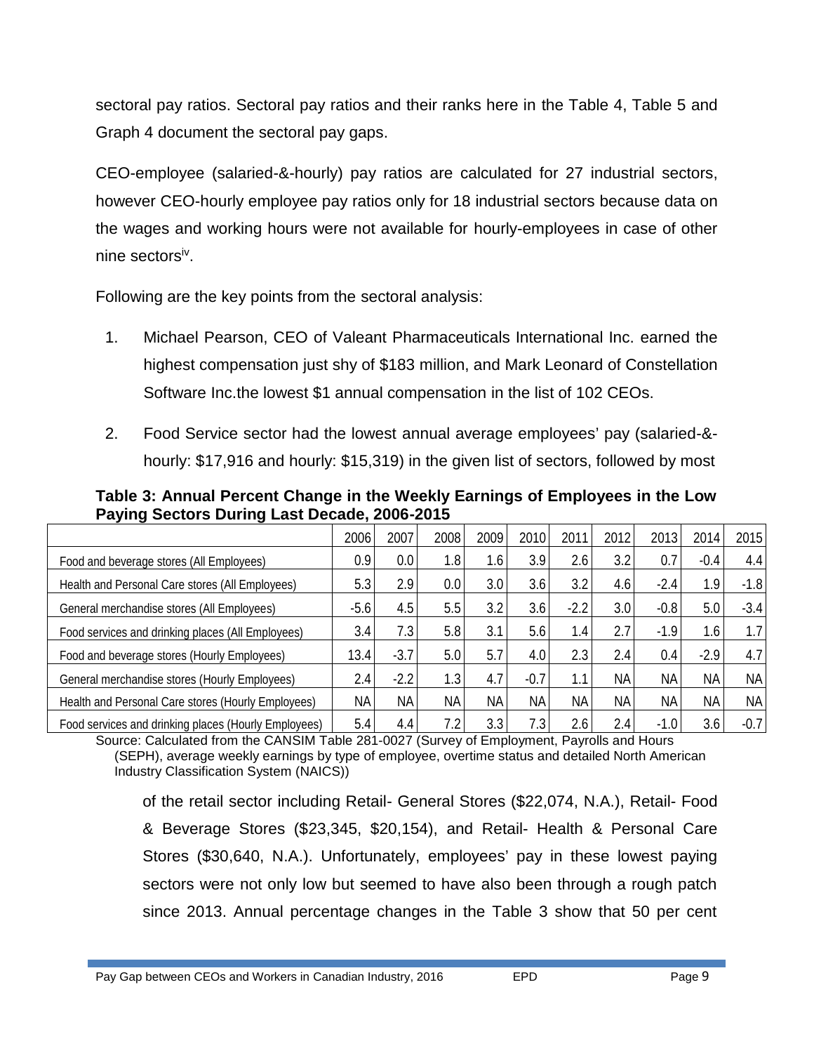sectoral pay ratios. Sectoral pay ratios and their ranks here in the Table 4, Table 5 and Graph 4 document the sectoral pay gaps.

CEO-employee (salaried-&-hourly) pay ratios are calculated for 27 industrial sectors, however CEO-hourly employee pay ratios only for 18 industrial sectors because data on the wages and working hours were not available for hourly-employees in case of other nine sectors[iv].

Following are the key points from the sectoral analysis:

1. Michael Pearson, CEO of Valeant Pharmaceuticals International Inc. earned the highest compensation just shy of $183 million, and Mark Leonard of Constellation Software Inc.the lowest $1 annual compensation in the list of 102 CEOs.

2. Food Service sector had the lowest annual average employees' pay (salaried-&-hourly: $17,916 and hourly: $15,319) in the given list of sectors, followed by most of the retail sector including Retail- General Stores ($22,074, N.A.), Retail- Food & Beverage Stores ($23,345, $20,154), and Retail- Health & Personal Care Stores ($30,640, N.A.). Unfortunately, employees' pay in these lowest paying sectors were not only low but seemed to have also been through a rough patch since 2013. Annual percentage changes in the Table 3 show that 50 per cent

**Table 3: Annual Percent Change in the Weekly Earnings of Employees in the Low Paying Sectors During Last Decade, 2006-2015**

| | 2006 | 2007 | 2008 | 2009 | 2010 | 2011 | 2012 | 2013 | 2014 | 2015 |
|---|---|---|---|---|---|---|---|---|---|---|
| Food and beverage stores (All Employees) | 0.9 | 0.0 | 1.8 | 1.6 | 3.9 | 2.6 | 3.2 | 0.7 | -0.4 | 4.4 |
| Health and Personal Care stores (All Employees) | 5.3 | 2.9 | 0.0 | 3.0 | 3.6 | 3.2 | 4.6 | -2.4 | 1.9 | -1.8 |
| General merchandise stores (All Employees) | -5.6 | 4.5 | 5.5 | 3.2 | 3.6 | -2.2 | 3.0 | -0.8 | 5.0 | -3.4 |
| Food services and drinking places (All Employees) | 3.4 | 7.3 | 5.8 | 3.1 | 5.6 | 1.4 | 2.7 | -1.9 | 1.6 | 1.7 |
| Food and beverage stores (Hourly Employees) | 13.4 | -3.7 | 5.0 | 5.7 | 4.0 | 2.3 | 2.4 | 0.4 | -2.9 | 4.7 |
| General merchandise stores (Hourly Employees) | 2.4 | -2.2 | 1.3 | 4.7 | -0.7 | 1.1 | NA | NA | NA | NA |
| Health and Personal Care stores (Hourly Employees) | NA | NA | NA | NA | NA | NA | NA | NA | NA | NA |
| Food services and drinking places (Hourly Employees) | 5.4 | 4.4 | 7.2 | 3.3 | 7.3 | 2.6 | 2.4 | -1.0 | 3.6 | -0.7 |

Source: Calculated from the CANSIM Table 281-0027 (Survey of Employment, Payrolls and Hours (SEPH), average weekly earnings by type of employee, overtime status and detailed North American Industry Classification System (NAICS))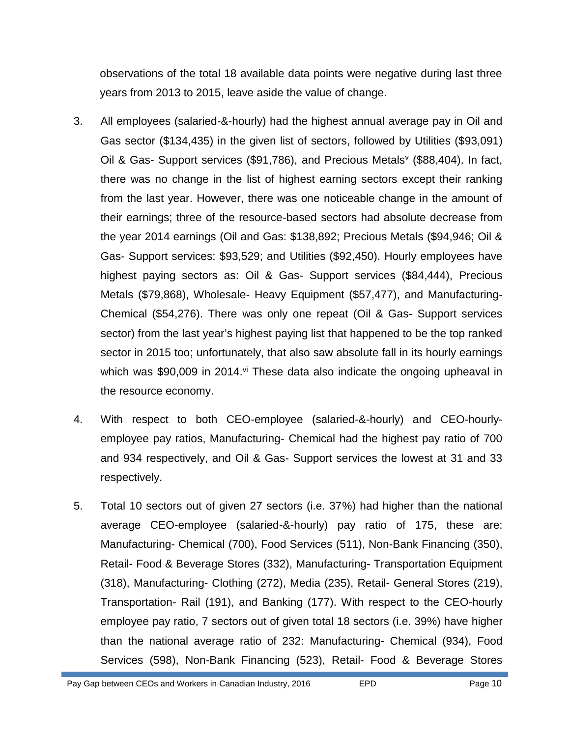observations of the total 18 available data points were negative during last three years from 2013 to 2015, leave aside the value of change.

3. All employees (salaried-&-hourly) had the highest annual average pay in Oil and Gas sector ($134,435) in the given list of sectors, followed by Utilities ($93,091) Oil & Gas- Support services ($91,786), and Precious Metals[v] ($88,404). In fact, there was no change in the list of highest earning sectors except their ranking from the last year. However, there was one noticeable change in the amount of their earnings; three of the resource-based sectors had absolute decrease from the year 2014 earnings (Oil and Gas: $138,892; Precious Metals ($94,946; Oil & Gas- Support services: $93,529; and Utilities ($92,450). Hourly employees have highest paying sectors as: Oil & Gas- Support services ($84,444), Precious Metals ($79,868), Wholesale- Heavy Equipment ($57,477), and Manufacturing- Chemical ($54,276). There was only one repeat (Oil & Gas- Support services sector) from the last year's highest paying list that happened to be the top ranked sector in 2015 too; unfortunately, that also saw absolute fall in its hourly earnings which was $90,009 in 2014.[vi] These data also indicate the ongoing upheaval in the resource economy.

4. With respect to both CEO-employee (salaried-&-hourly) and CEO-hourly-employee pay ratios, Manufacturing- Chemical had the highest pay ratio of 700 and 934 respectively, and Oil & Gas- Support services the lowest at 31 and 33 respectively.

5. Total 10 sectors out of given 27 sectors (i.e. 37%) had higher than the national average CEO-employee (salaried-&-hourly) pay ratio of 175, these are: Manufacturing- Chemical (700), Food Services (511), Non-Bank Financing (350), Retail- Food & Beverage Stores (332), Manufacturing- Transportation Equipment (318), Manufacturing- Clothing (272), Media (235), Retail- General Stores (219), Transportation- Rail (191), and Banking (177). With respect to the CEO-hourly employee pay ratio, 7 sectors out of given total 18 sectors (i.e. 39%) have higher than the national average ratio of 232: Manufacturing- Chemical (934), Food Services (598), Non-Bank Financing (523), Retail- Food & Beverage Stores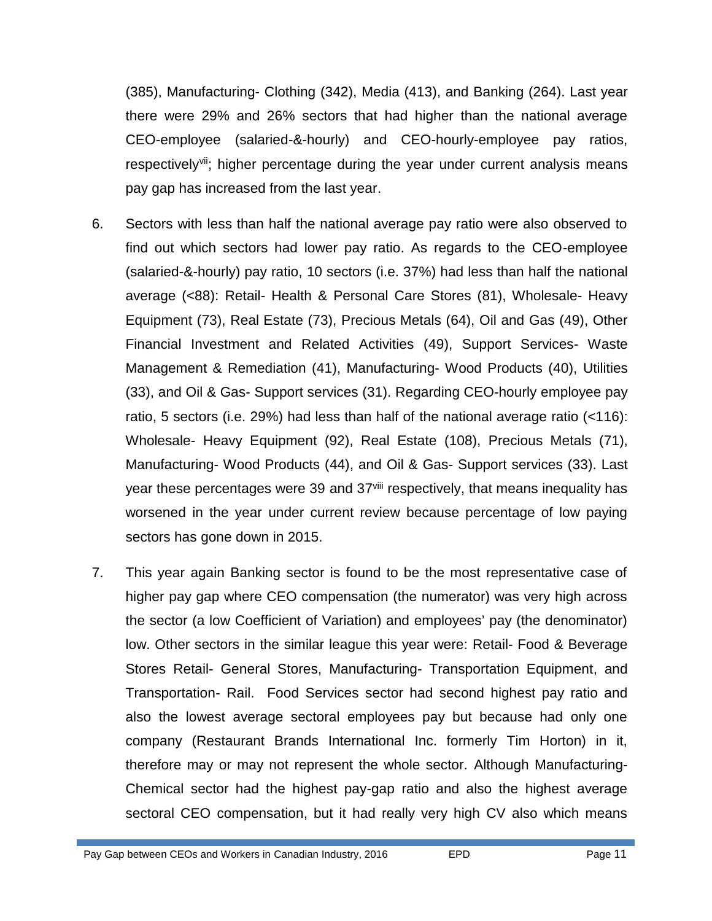(385), Manufacturing- Clothing (342), Media (413), and Banking (264). Last year there were 29% and 26% sectors that had higher than the national average CEO-employee (salaried-&-hourly) and CEO-hourly-employee pay ratios, respectively[vii]; higher percentage during the year under current analysis means pay gap has increased from the last year.

6. Sectors with less than half the national average pay ratio were also observed to find out which sectors had lower pay ratio. As regards to the CEO-employee (salaried-&-hourly) pay ratio, 10 sectors (i.e. 37%) had less than half the national average (<88): Retail- Health & Personal Care Stores (81), Wholesale- Heavy Equipment (73), Real Estate (73), Precious Metals (64), Oil and Gas (49), Other Financial Investment and Related Activities (49), Support Services- Waste Management & Remediation (41), Manufacturing- Wood Products (40), Utilities (33), and Oil & Gas- Support services (31). Regarding CEO-hourly employee pay ratio, 5 sectors (i.e. 29%) had less than half of the national average ratio (<116): Wholesale- Heavy Equipment (92), Real Estate (108), Precious Metals (71), Manufacturing- Wood Products (44), and Oil & Gas- Support services (33). Last year these percentages were 39 and 37[viii] respectively, that means inequality has worsened in the year under current review because percentage of low paying sectors has gone down in 2015.

7. This year again Banking sector is found to be the most representative case of higher pay gap where CEO compensation (the numerator) was very high across the sector (a low Coefficient of Variation) and employees' pay (the denominator) low. Other sectors in the similar league this year were: Retail- Food & Beverage Stores Retail- General Stores, Manufacturing- Transportation Equipment, and Transportation- Rail. Food Services sector had second highest pay ratio and also the lowest average sectoral employees pay but because had only one company (Restaurant Brands International Inc. formerly Tim Horton) in it, therefore may or may not represent the whole sector. Although Manufacturing- Chemical sector had the highest pay-gap ratio and also the highest average sectoral CEO compensation, but it had really very high CV also which means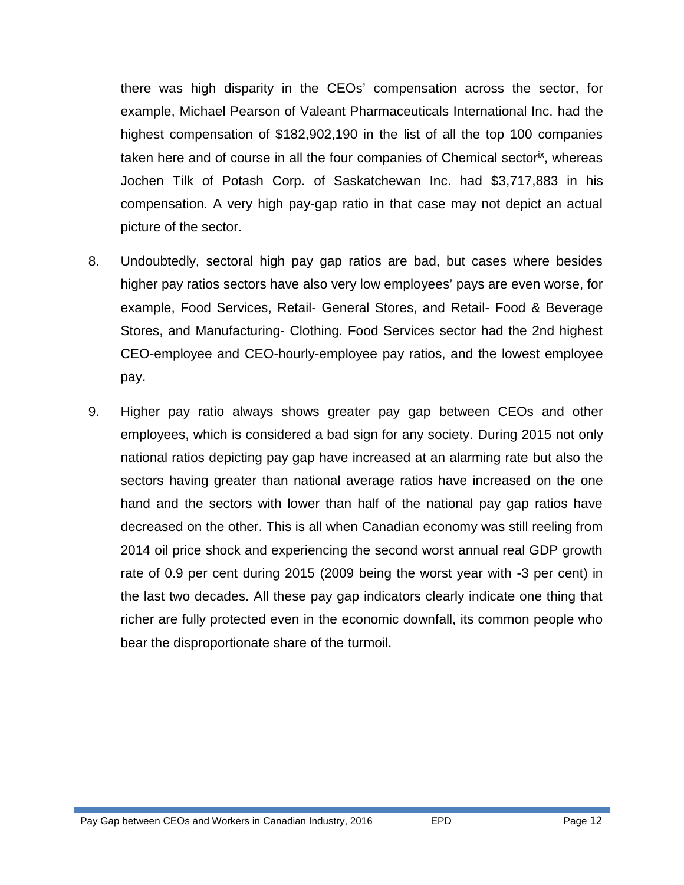there was high disparity in the CEOs' compensation across the sector, for example, Michael Pearson of Valeant Pharmaceuticals International Inc. had the highest compensation of $182,902,190 in the list of all the top 100 companies taken here and of course in all the four companies of Chemical sector[ix], whereas Jochen Tilk of Potash Corp. of Saskatchewan Inc. had $3,717,883 in his compensation. A very high pay-gap ratio in that case may not depict an actual picture of the sector.

8. Undoubtedly, sectoral high pay gap ratios are bad, but cases where besides higher pay ratios sectors have also very low employees' pays are even worse, for example, Food Services, Retail- General Stores, and Retail- Food & Beverage Stores, and Manufacturing- Clothing. Food Services sector had the 2nd highest CEO-employee and CEO-hourly-employee pay ratios, and the lowest employee pay.

9. Higher pay ratio always shows greater pay gap between CEOs and other employees, which is considered a bad sign for any society. During 2015 not only national ratios depicting pay gap have increased at an alarming rate but also the sectors having greater than national average ratios have increased on the one hand and the sectors with lower than half of the national pay gap ratios have decreased on the other. This is all when Canadian economy was still reeling from 2014 oil price shock and experiencing the second worst annual real GDP growth rate of 0.9 per cent during 2015 (2009 being the worst year with -3 per cent) in the last two decades. All these pay gap indicators clearly indicate one thing that richer are fully protected even in the economic downfall, its common people who bear the disproportionate share of the turmoil.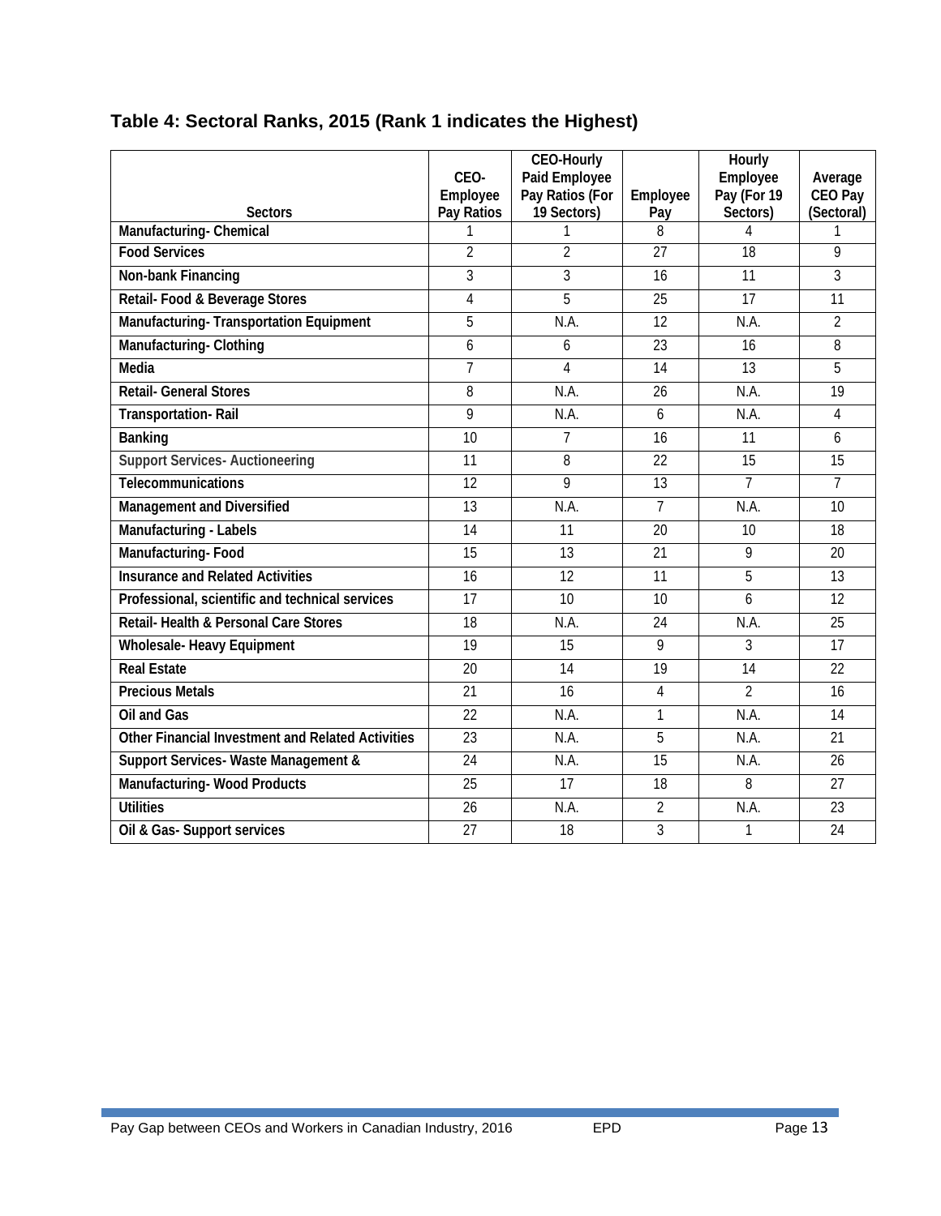### Table 4: Sectoral Ranks, 2015 (Rank 1 indicates the Highest)

| Sectors | CEO-Employee Pay Ratios | CEO-Hourly Paid Employee Pay Ratios (For 19 Sectors) | Employee Pay | Hourly Employee Pay (For 19 Sectors) | Average CEO Pay (Sectoral) |
|---|---|---|---|---|---|
| Manufacturing- Chemical | 1 | 1 | 8 | 4 | 1 |
| Food Services | 2 | 2 | 27 | 18 | 9 |
| Non-bank Financing | 3 | 3 | 16 | 11 | 3 |
| Retail- Food & Beverage Stores | 4 | 5 | 25 | 17 | 11 |
| Manufacturing- Transportation Equipment | 5 | N.A. | 12 | N.A. | 2 |
| Manufacturing- Clothing | 6 | 6 | 23 | 16 | 8 |
| Media | 7 | 4 | 14 | 13 | 5 |
| Retail- General Stores | 8 | N.A. | 26 | N.A. | 19 |
| Transportation- Rail | 9 | N.A. | 6 | N.A. | 4 |
| Banking | 10 | 7 | 16 | 11 | 6 |
| Support Services- Auctioneering | 11 | 8 | 22 | 15 | 15 |
| Telecommunications | 12 | 9 | 13 | 7 | 7 |
| Management and Diversified | 13 | N.A. | 7 | N.A. | 10 |
| Manufacturing - Labels | 14 | 11 | 20 | 10 | 18 |
| Manufacturing- Food | 15 | 13 | 21 | 9 | 20 |
| Insurance and Related Activities | 16 | 12 | 11 | 5 | 13 |
| Professional, scientific and technical services | 17 | 10 | 10 | 6 | 12 |
| Retail- Health & Personal Care Stores | 18 | N.A. | 24 | N.A. | 25 |
| Wholesale- Heavy Equipment | 19 | 15 | 9 | 3 | 17 |
| Real Estate | 20 | 14 | 19 | 14 | 22 |
| Precious Metals | 21 | 16 | 4 | 2 | 16 |
| Oil and Gas | 22 | N.A. | 1 | N.A. | 14 |
| Other Financial Investment and Related Activities | 23 | N.A. | 5 | N.A. | 21 |
| Support Services- Waste Management & | 24 | N.A. | 15 | N.A. | 26 |
| Manufacturing- Wood Products | 25 | 17 | 18 | 8 | 27 |
| Utilities | 26 | N.A. | 2 | N.A. | 23 |
| Oil & Gas- Support services | 27 | 18 | 3 | 1 | 24 |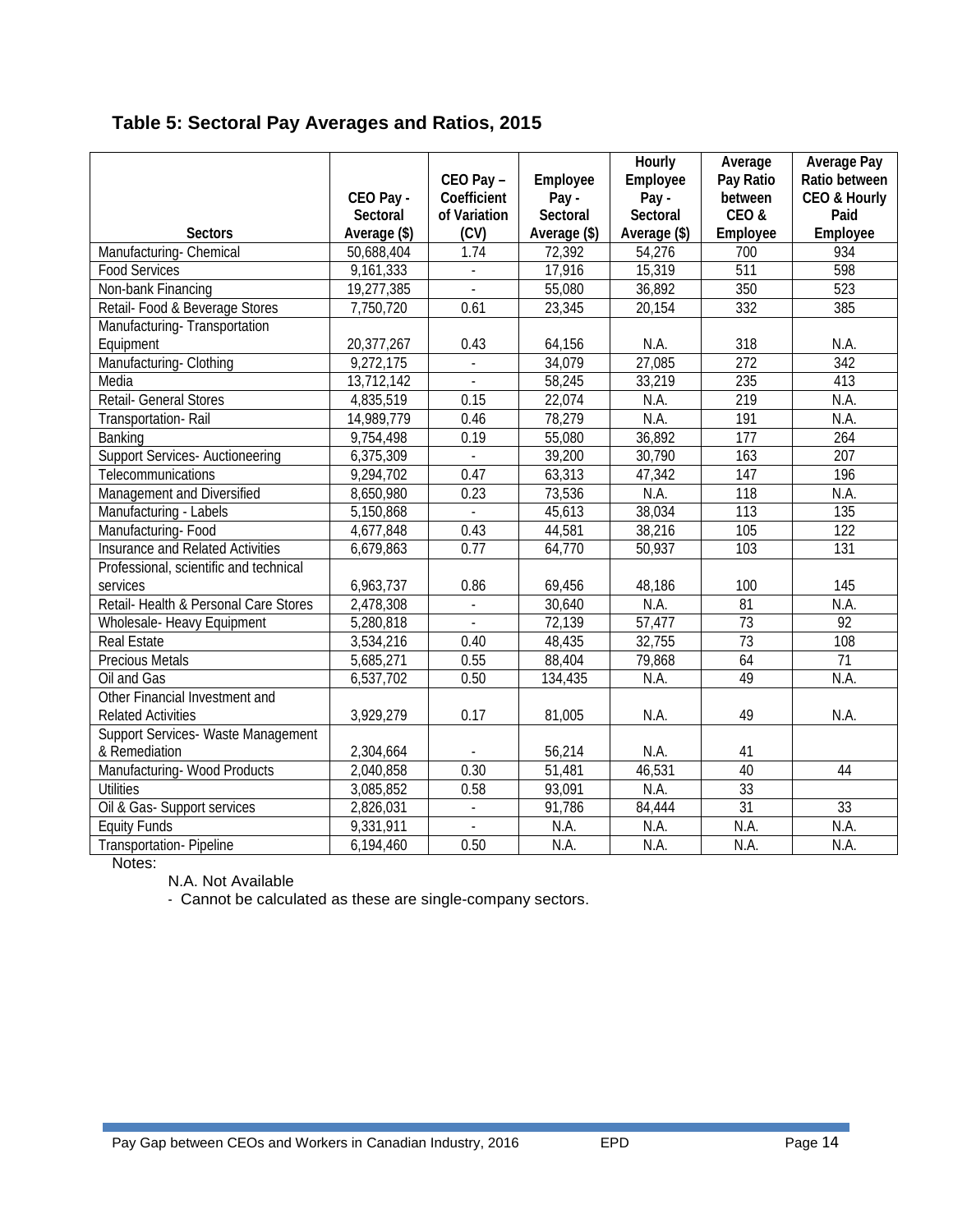## Table 5: Sectoral Pay Averages and Ratios, 2015

| Sectors | CEO Pay - Sectoral Average ($) | CEO Pay – Coefficient of Variation (CV) | Employee Pay - Sectoral Average ($) | Hourly Employee Pay - Sectoral Average ($) | Average Pay Ratio between CEO & Employee | Average Pay Ratio between CEO & Hourly Paid Employee |
|---|---|---|---|---|---|---|
| Manufacturing- Chemical | 50,688,404 | 1.74 | 72,392 | 54,276 | 700 | 934 |
| Food Services | 9,161,333 | - | 17,916 | 15,319 | 511 | 598 |
| Non-bank Financing | 19,277,385 | - | 55,080 | 36,892 | 350 | 523 |
| Retail- Food & Beverage Stores | 7,750,720 | 0.61 | 23,345 | 20,154 | 332 | 385 |
| Manufacturing- Transportation Equipment | 20,377,267 | 0.43 | 64,156 | N.A. | 318 | N.A. |
| Manufacturing- Clothing | 9,272,175 | - | 34,079 | 27,085 | 272 | 342 |
| Media | 13,712,142 | - | 58,245 | 33,219 | 235 | 413 |
| Retail- General Stores | 4,835,519 | 0.15 | 22,074 | N.A. | 219 | N.A. |
| Transportation- Rail | 14,989,779 | 0.46 | 78,279 | N.A. | 191 | N.A. |
| Banking | 9,754,498 | 0.19 | 55,080 | 36,892 | 177 | 264 |
| Support Services- Auctioneering | 6,375,309 | - | 39,200 | 30,790 | 163 | 207 |
| Telecommunications | 9,294,702 | 0.47 | 63,313 | 47,342 | 147 | 196 |
| Management and Diversified | 8,650,980 | 0.23 | 73,536 | N.A. | 118 | N.A. |
| Manufacturing - Labels | 5,150,868 | - | 45,613 | 38,034 | 113 | 135 |
| Manufacturing- Food | 4,677,848 | 0.43 | 44,581 | 38,216 | 105 | 122 |
| Insurance and Related Activities | 6,679,863 | 0.77 | 64,770 | 50,937 | 103 | 131 |
| Professional, scientific and technical services | 6,963,737 | 0.86 | 69,456 | 48,186 | 100 | 145 |
| Retail- Health & Personal Care Stores | 2,478,308 | - | 30,640 | N.A. | 81 | N.A. |
| Wholesale- Heavy Equipment | 5,280,818 | - | 72,139 | 57,477 | 73 | 92 |
| Real Estate | 3,534,216 | 0.40 | 48,435 | 32,755 | 73 | 108 |
| Precious Metals | 5,685,271 | 0.55 | 88,404 | 79,868 | 64 | 71 |
| Oil and Gas | 6,537,702 | 0.50 | 134,435 | N.A. | 49 | N.A. |
| Other Financial Investment and Related Activities | 3,929,279 | 0.17 | 81,005 | N.A. | 49 | N.A. |
| Support Services- Waste Management & Remediation | 2,304,664 | - | 56,214 | N.A. | 41 | |
| Manufacturing- Wood Products | 2,040,858 | 0.30 | 51,481 | 46,531 | 40 | 44 |
| Utilities | 3,085,852 | 0.58 | 93,091 | N.A. | 33 | |
| Oil & Gas- Support services | 2,826,031 | - | 91,786 | 84,444 | 31 | 33 |
| Equity Funds | 9,331,911 | - | N.A. | N.A. | N.A. | N.A. |
| Transportation- Pipeline | 6,194,460 | 0.50 | N.A. | N.A. | N.A. | N.A. |

Notes:

N.A. Not Available

- Cannot be calculated as these are single-company sectors.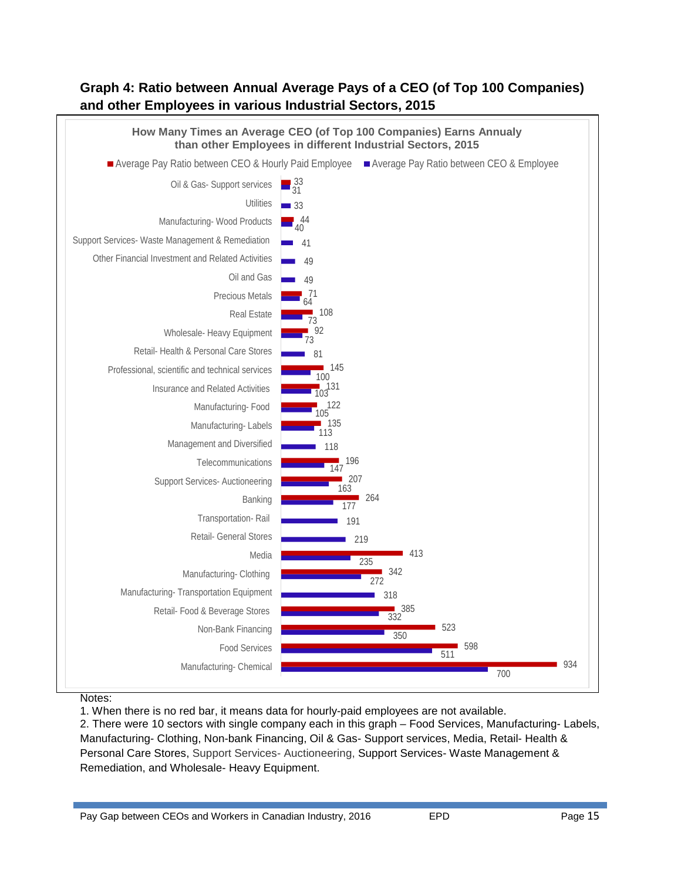## Graph 4: Ratio between Annual Average Pays of a CEO (of Top 100 Companies) and other Employees in various Industrial Sectors, 2015

**How Many Times an Average CEO (of Top 100 Companies) Earns Annualy than other Employees in different Industrial Sectors, 2015**

| Industrial Sector | Average Pay Ratio between CEO & Hourly Paid Employee | Average Pay Ratio between CEO & Employee |
|---|---|---|
| Oil & Gas- Support services | 33 | 31 |
| Utilities | | 33 |
| Manufacturing- Wood Products | 44 | 40 |
| Support Services- Waste Management & Remediation | | 41 |
| Other Financial Investment and Related Activities | | 49 |
| Oil and Gas | | 49 |
| Precious Metals | 71 | 64 |
| Real Estate | 108 | 73 |
| Wholesale- Heavy Equipment | 92 | 73 |
| Retail- Health & Personal Care Stores | | 81 |
| Professional, scientific and technical services | 145 | 100 |
| Insurance and Related Activities | 131 | 103 |
| Manufacturing- Food | 122 | 105 |
| Manufacturing- Labels | 135 | 113 |
| Management and Diversified | | 118 |
| Telecommunications | 196 | 147 |
| Support Services- Auctioneering | 207 | 163 |
| Banking | 264 | 177 |
| Transportation- Rail | | 191 |
| Retail- General Stores | | 219 |
| Media | 413 | 235 |
| Manufacturing- Clothing | 342 | 272 |
| Manufacturing- Transportation Equipment | | 318 |
| Retail- Food & Beverage Stores | 385 | 332 |
| Non-Bank Financing | 523 | 350 |
| Food Services | 598 | 511 |
| Manufacturing- Chemical | 934 | 700 |

Notes:

1. When there is no red bar, it means data for hourly-paid employees are not available.
2. There were 10 sectors with single company each in this graph – Food Services, Manufacturing- Labels, Manufacturing- Clothing, Non-bank Financing, Oil & Gas- Support services, Media, Retail- Health & Personal Care Stores, Support Services- Auctioneering, Support Services- Waste Management & Remediation, and Wholesale- Heavy Equipment.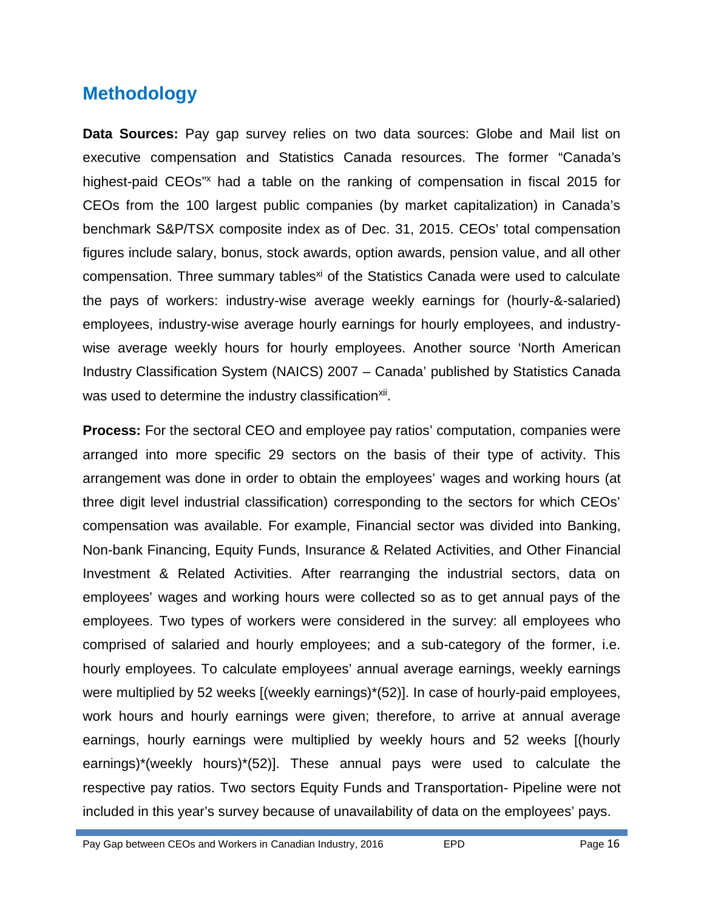## Methodology

**Data Sources:** Pay gap survey relies on two data sources: Globe and Mail list on executive compensation and Statistics Canada resources. The former "Canada's highest-paid CEOs"[x] had a table on the ranking of compensation in fiscal 2015 for CEOs from the 100 largest public companies (by market capitalization) in Canada's benchmark S&P/TSX composite index as of Dec. 31, 2015. CEOs' total compensation figures include salary, bonus, stock awards, option awards, pension value, and all other compensation. Three summary tables[xi] of the Statistics Canada were used to calculate the pays of workers: industry-wise average weekly earnings for (hourly-&-salaried) employees, industry-wise average hourly earnings for hourly employees, and industry-wise average weekly hours for hourly employees. Another source 'North American Industry Classification System (NAICS) 2007 – Canada' published by Statistics Canada was used to determine the industry classification[xii].

**Process:** For the sectoral CEO and employee pay ratios' computation, companies were arranged into more specific 29 sectors on the basis of their type of activity. This arrangement was done in order to obtain the employees' wages and working hours (at three digit level industrial classification) corresponding to the sectors for which CEOs' compensation was available. For example, Financial sector was divided into Banking, Non-bank Financing, Equity Funds, Insurance & Related Activities, and Other Financial Investment & Related Activities. After rearranging the industrial sectors, data on employees' wages and working hours were collected so as to get annual pays of the employees. Two types of workers were considered in the survey: all employees who comprised of salaried and hourly employees; and a sub-category of the former, i.e. hourly employees. To calculate employees' annual average earnings, weekly earnings were multiplied by 52 weeks [(weekly earnings)*(52)]. In case of hourly-paid employees, work hours and hourly earnings were given; therefore, to arrive at annual average earnings, hourly earnings were multiplied by weekly hours and 52 weeks [(hourly earnings)*(weekly hours)*(52)]. These annual pays were used to calculate the respective pay ratios. Two sectors Equity Funds and Transportation- Pipeline were not included in this year's survey because of unavailability of data on the employees' pays.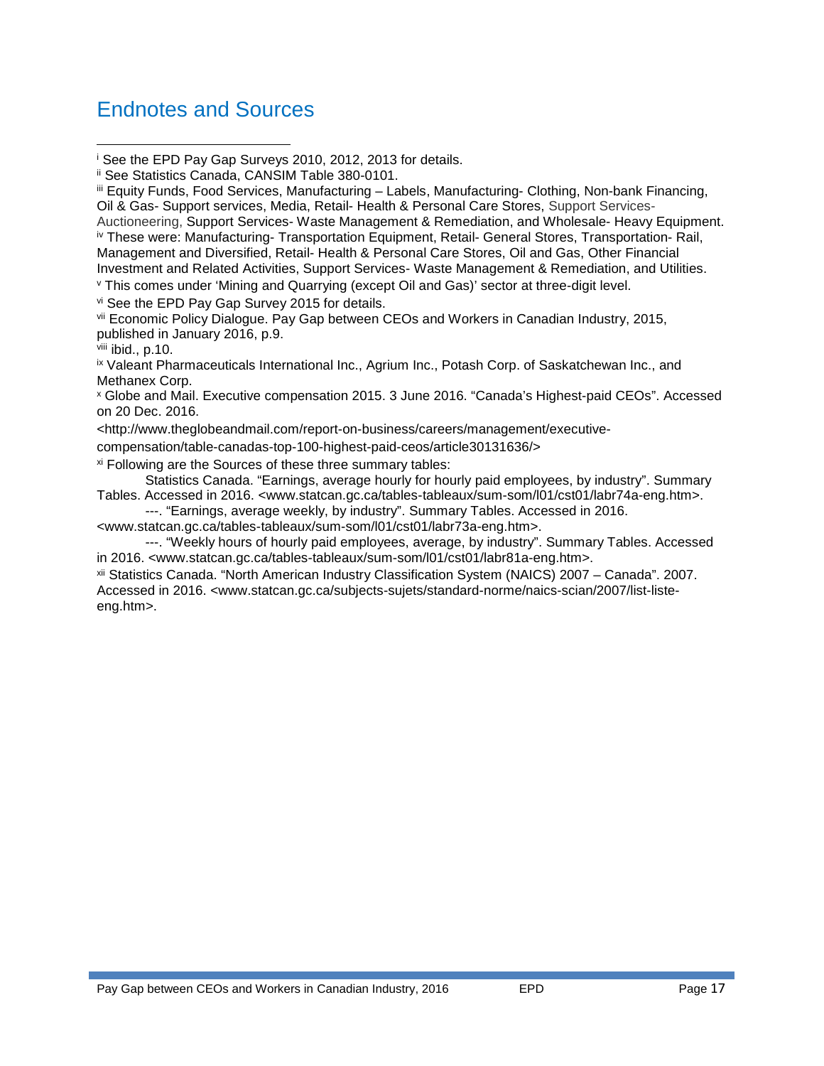## Endnotes and Sources

[i] See the EPD Pay Gap Surveys 2010, 2012, 2013 for details.

[ii] See Statistics Canada, CANSIM Table 380-0101.

[iii] Equity Funds, Food Services, Manufacturing – Labels, Manufacturing- Clothing, Non-bank Financing, Oil & Gas- Support services, Media, Retail- Health & Personal Care Stores, Support Services- Auctioneering, Support Services- Waste Management & Remediation, and Wholesale- Heavy Equipment.

[iv] These were: Manufacturing- Transportation Equipment, Retail- General Stores, Transportation- Rail, Management and Diversified, Retail- Health & Personal Care Stores, Oil and Gas, Other Financial Investment and Related Activities, Support Services- Waste Management & Remediation, and Utilities.

[v] This comes under 'Mining and Quarrying (except Oil and Gas)' sector at three-digit level.

[vi] See the EPD Pay Gap Survey 2015 for details.

[vii] Economic Policy Dialogue. Pay Gap between CEOs and Workers in Canadian Industry, 2015, published in January 2016, p.9.

[viii] ibid., p.10.

[ix] Valeant Pharmaceuticals International Inc., Agrium Inc., Potash Corp. of Saskatchewan Inc., and Methanex Corp.

[x] Globe and Mail. Executive compensation 2015. 3 June 2016. "Canada's Highest-paid CEOs". Accessed on 20 Dec. 2016.

<http://www.theglobeandmail.com/report-on-business/careers/management/executive-compensation/table-canadas-top-100-highest-paid-ceos/article30131636/>

[xi] Following are the Sources of these three summary tables:

Statistics Canada. "Earnings, average hourly for hourly paid employees, by industry". Summary Tables. Accessed in 2016. <www.statcan.gc.ca/tables-tableaux/sum-som/l01/cst01/labr74a-eng.htm>.

---. "Earnings, average weekly, by industry". Summary Tables. Accessed in 2016. <www.statcan.gc.ca/tables-tableaux/sum-som/l01/cst01/labr73a-eng.htm>.

---. "Weekly hours of hourly paid employees, average, by industry". Summary Tables. Accessed in 2016. <www.statcan.gc.ca/tables-tableaux/sum-som/l01/cst01/labr81a-eng.htm>.

[xii] Statistics Canada. "North American Industry Classification System (NAICS) 2007 – Canada". 2007. Accessed in 2016. <www.statcan.gc.ca/subjects-sujets/standard-norme/naics-scian/2007/list-liste-eng.htm>.